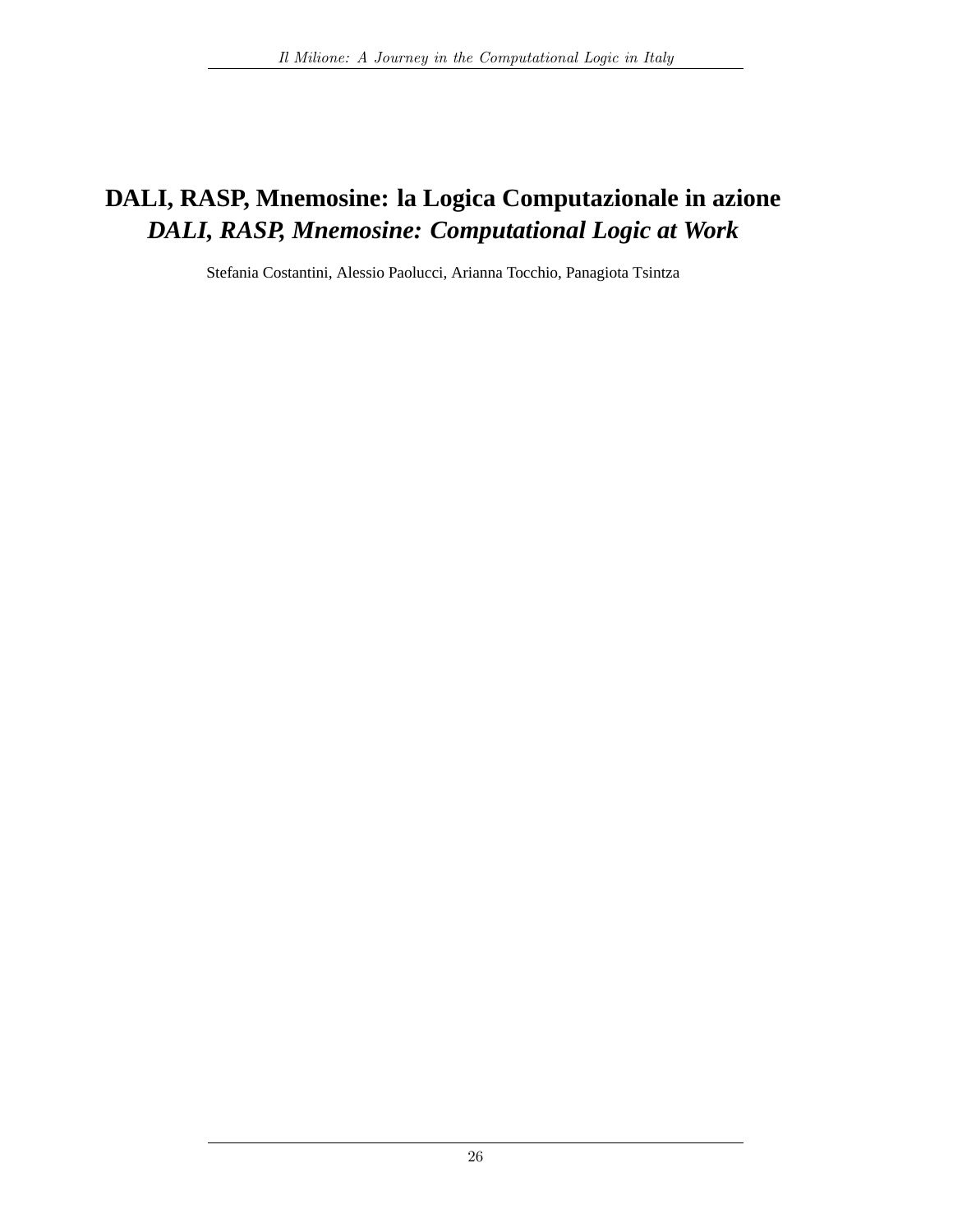# DALI, RASP, Mnemosine: la Logica Computazionale in azione
## *DALI, RASP, Mnemosine: Computational Logic at Work*

Stefania Costantini, Alessio Paolucci, Arianna Tocchio, Panagiota Tsintza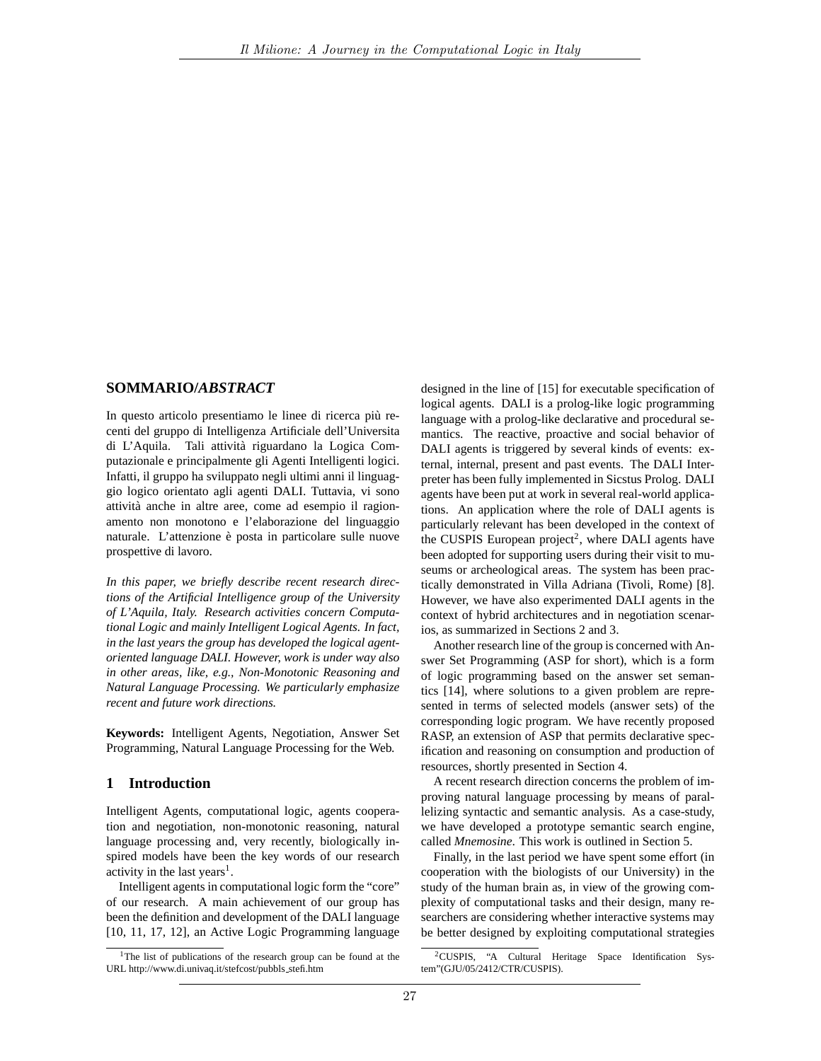## SOMMARIO/*ABSTRACT*

In questo articolo presentiamo le linee di ricerca più recenti del gruppo di Intelligenza Artificiale dell'Universita di L'Aquila. Tali attività riguardano la Logica Computazionale e principalmente gli Agenti Intelligenti logici. Infatti, il gruppo ha sviluppato negli ultimi anni il linguaggio logico orientato agli agenti DALI. Tuttavia, vi sono attività anche in altre aree, come ad esempio il ragionamento non monotono e l'elaborazione del linguaggio naturale. L'attenzione è posta in particolare sulle nuove prospettive di lavoro.

*In this paper, we briefly describe recent research directions of the Artificial Intelligence group of the University of L'Aquila, Italy. Research activities concern Computational Logic and mainly Intelligent Logical Agents. In fact, in the last years the group has developed the logical agent-oriented language DALI. However, work is under way also in other areas, like, e.g., Non-Monotonic Reasoning and Natural Language Processing. We particularly emphasize recent and future work directions.*

**Keywords:** Intelligent Agents, Negotiation, Answer Set Programming, Natural Language Processing for the Web.

## 1 Introduction

Intelligent Agents, computational logic, agents cooperation and negotiation, non-monotonic reasoning, natural language processing and, very recently, biologically inspired models have been the key words of our research activity in the last years[1].

Intelligent agents in computational logic form the "core" of our research. A main achievement of our group has been the definition and development of the DALI language [10, 11, 17, 12], an Active Logic Programming language designed in the line of [15] for executable specification of logical agents. DALI is a prolog-like logic programming language with a prolog-like declarative and procedural semantics. The reactive, proactive and social behavior of DALI agents is triggered by several kinds of events: external, internal, present and past events. The DALI Interpreter has been fully implemented in Sicstus Prolog. DALI agents have been put at work in several real-world applications. An application where the role of DALI agents is particularly relevant has been developed in the context of the CUSPIS European project[2], where DALI agents have been adopted for supporting users during their visit to museums or archeological areas. The system has been practically demonstrated in Villa Adriana (Tivoli, Rome) [8]. However, we have also experimented DALI agents in the context of hybrid architectures and in negotiation scenarios, as summarized in Sections 2 and 3.

Another research line of the group is concerned with Answer Set Programming (ASP for short), which is a form of logic programming based on the answer set semantics [14], where solutions to a given problem are represented in terms of selected models (answer sets) of the corresponding logic program. We have recently proposed RASP, an extension of ASP that permits declarative specification and reasoning on consumption and production of resources, shortly presented in Section 4.

A recent research direction concerns the problem of improving natural language processing by means of parallelizing syntactic and semantic analysis. As a case-study, we have developed a prototype semantic search engine, called *Mnemosine*. This work is outlined in Section 5.

Finally, in the last period we have spent some effort (in cooperation with the biologists of our University) in the study of the human brain as, in view of the growing complexity of computational tasks and their design, many researchers are considering whether interactive systems may be better designed by exploiting computational strategies

[1] The list of publications of the research group can be found at the URL http://www.di.univaq.it/stefcost/pubbls_stefi.htm

[2] CUSPIS, "A Cultural Heritage Space Identification System"(GJU/05/2412/CTR/CUSPIS).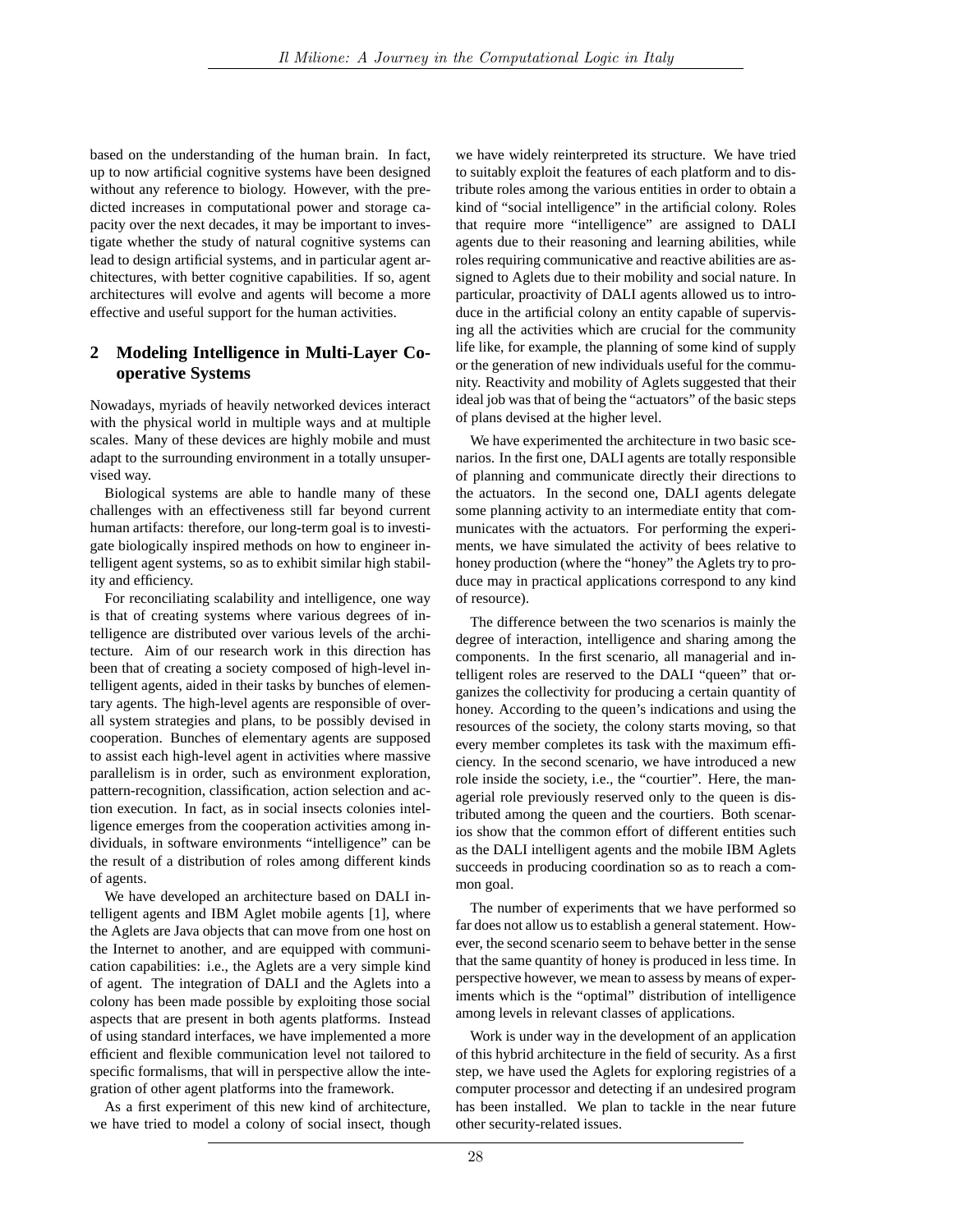based on the understanding of the human brain. In fact, up to now artificial cognitive systems have been designed without any reference to biology. However, with the predicted increases in computational power and storage capacity over the next decades, it may be important to investigate whether the study of natural cognitive systems can lead to design artificial systems, and in particular agent architectures, with better cognitive capabilities. If so, agent architectures will evolve and agents will become a more effective and useful support for the human activities.

## 2 Modeling Intelligence in Multi-Layer Cooperative Systems

Nowadays, myriads of heavily networked devices interact with the physical world in multiple ways and at multiple scales. Many of these devices are highly mobile and must adapt to the surrounding environment in a totally unsupervised way.

Biological systems are able to handle many of these challenges with an effectiveness still far beyond current human artifacts: therefore, our long-term goal is to investigate biologically inspired methods on how to engineer intelligent agent systems, so as to exhibit similar high stability and efficiency.

For reconciliating scalability and intelligence, one way is that of creating systems where various degrees of intelligence are distributed over various levels of the architecture. Aim of our research work in this direction has been that of creating a society composed of high-level intelligent agents, aided in their tasks by bunches of elementary agents. The high-level agents are responsible of overall system strategies and plans, to be possibly devised in cooperation. Bunches of elementary agents are supposed to assist each high-level agent in activities where massive parallelism is in order, such as environment exploration, pattern-recognition, classification, action selection and action execution. In fact, as in social insects colonies intelligence emerges from the cooperation activities among individuals, in software environments "intelligence" can be the result of a distribution of roles among different kinds of agents.

We have developed an architecture based on DALI intelligent agents and IBM Aglet mobile agents [1], where the Aglets are Java objects that can move from one host on the Internet to another, and are equipped with communication capabilities: i.e., the Aglets are a very simple kind of agent. The integration of DALI and the Aglets into a colony has been made possible by exploiting those social aspects that are present in both agents platforms. Instead of using standard interfaces, we have implemented a more efficient and flexible communication level not tailored to specific formalisms, that will in perspective allow the integration of other agent platforms into the framework.

As a first experiment of this new kind of architecture, we have tried to model a colony of social insect, though we have widely reinterpreted its structure. We have tried to suitably exploit the features of each platform and to distribute roles among the various entities in order to obtain a kind of "social intelligence" in the artificial colony. Roles that require more "intelligence" are assigned to DALI agents due to their reasoning and learning abilities, while roles requiring communicative and reactive abilities are assigned to Aglets due to their mobility and social nature. In particular, proactivity of DALI agents allowed us to introduce in the artificial colony an entity capable of supervising all the activities which are crucial for the community life like, for example, the planning of some kind of supply or the generation of new individuals useful for the community. Reactivity and mobility of Aglets suggested that their ideal job was that of being the "actuators" of the basic steps of plans devised at the higher level.

We have experimented the architecture in two basic scenarios. In the first one, DALI agents are totally responsible of planning and communicate directly their directions to the actuators. In the second one, DALI agents delegate some planning activity to an intermediate entity that communicates with the actuators. For performing the experiments, we have simulated the activity of bees relative to honey production (where the "honey" the Aglets try to produce may in practical applications correspond to any kind of resource).

The difference between the two scenarios is mainly the degree of interaction, intelligence and sharing among the components. In the first scenario, all managerial and intelligent roles are reserved to the DALI "queen" that organizes the collectivity for producing a certain quantity of honey. According to the queen's indications and using the resources of the society, the colony starts moving, so that every member completes its task with the maximum efficiency. In the second scenario, we have introduced a new role inside the society, i.e., the "courtier". Here, the managerial role previously reserved only to the queen is distributed among the queen and the courtiers. Both scenarios show that the common effort of different entities such as the DALI intelligent agents and the mobile IBM Aglets succeeds in producing coordination so as to reach a common goal.

The number of experiments that we have performed so far does not allow us to establish a general statement. However, the second scenario seem to behave better in the sense that the same quantity of honey is produced in less time. In perspective however, we mean to assess by means of experiments which is the "optimal" distribution of intelligence among levels in relevant classes of applications.

Work is under way in the development of an application of this hybrid architecture in the field of security. As a first step, we have used the Aglets for exploring registries of a computer processor and detecting if an undesired program has been installed. We plan to tackle in the near future other security-related issues.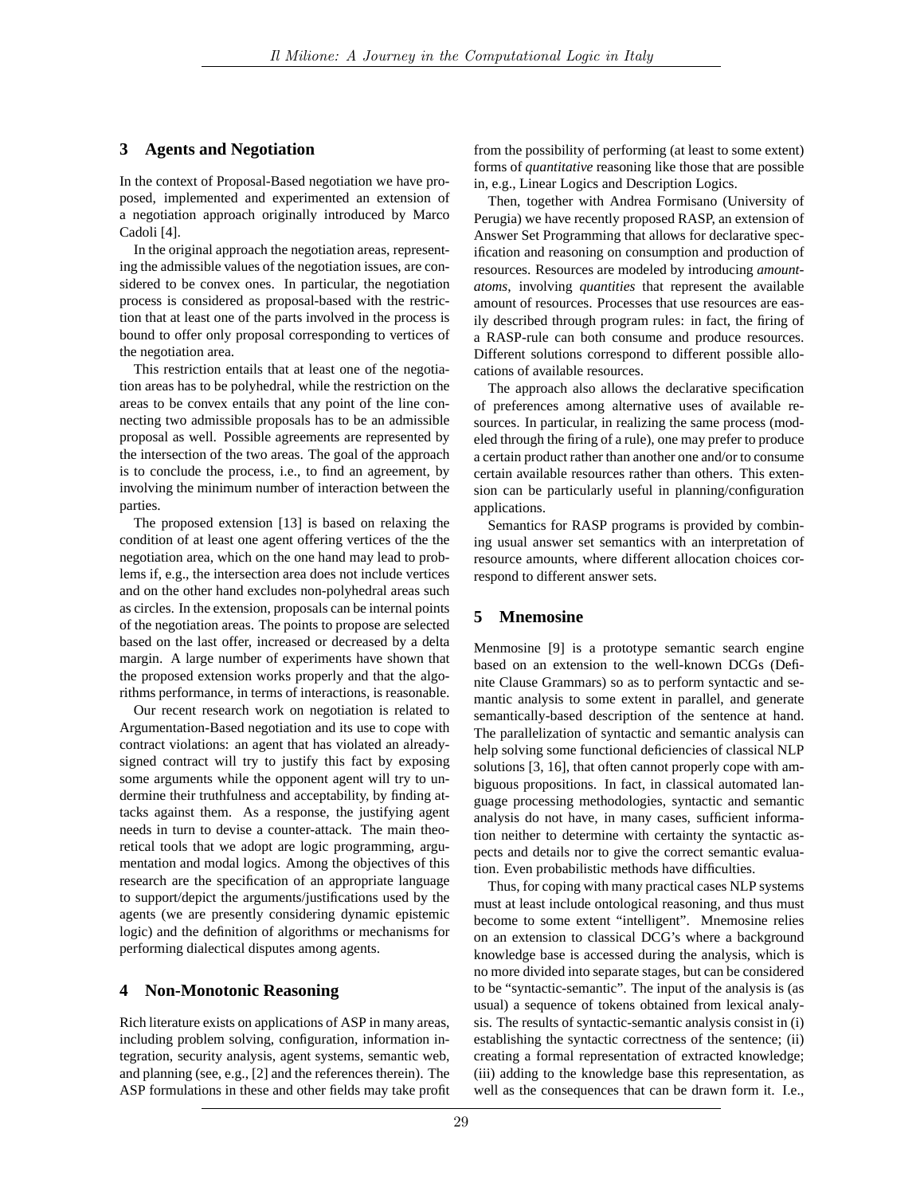## 3 Agents and Negotiation

In the context of Proposal-Based negotiation we have proposed, implemented and experimented an extension of a negotiation approach originally introduced by Marco Cadoli [4].

In the original approach the negotiation areas, representing the admissible values of the negotiation issues, are considered to be convex ones. In particular, the negotiation process is considered as proposal-based with the restriction that at least one of the parts involved in the process is bound to offer only proposal corresponding to vertices of the negotiation area.

This restriction entails that at least one of the negotiation areas has to be polyhedral, while the restriction on the areas to be convex entails that any point of the line connecting two admissible proposals has to be an admissible proposal as well. Possible agreements are represented by the intersection of the two areas. The goal of the approach is to conclude the process, i.e., to find an agreement, by involving the minimum number of interaction between the parties.

The proposed extension [13] is based on relaxing the condition of at least one agent offering vertices of the the negotiation area, which on the one hand may lead to problems if, e.g., the intersection area does not include vertices and on the other hand excludes non-polyhedral areas such as circles. In the extension, proposals can be internal points of the negotiation areas. The points to propose are selected based on the last offer, increased or decreased by a delta margin. A large number of experiments have shown that the proposed extension works properly and that the algorithms performance, in terms of interactions, is reasonable.

Our recent research work on negotiation is related to Argumentation-Based negotiation and its use to cope with contract violations: an agent that has violated an already-signed contract will try to justify this fact by exposing some arguments while the opponent agent will try to undermine their truthfulness and acceptability, by finding attacks against them. As a response, the justifying agent needs in turn to devise a counter-attack. The main theoretical tools that we adopt are logic programming, argumentation and modal logics. Among the objectives of this research are the specification of an appropriate language to support/depict the arguments/justifications used by the agents (we are presently considering dynamic epistemic logic) and the definition of algorithms or mechanisms for performing dialectical disputes among agents.

## 4 Non-Monotonic Reasoning

Rich literature exists on applications of ASP in many areas, including problem solving, configuration, information integration, security analysis, agent systems, semantic web, and planning (see, e.g., [2] and the references therein). The ASP formulations in these and other fields may take profit from the possibility of performing (at least to some extent) forms of *quantitative* reasoning like those that are possible in, e.g., Linear Logics and Description Logics.

Then, together with Andrea Formisano (University of Perugia) we have recently proposed RASP, an extension of Answer Set Programming that allows for declarative specification and reasoning on consumption and production of resources. Resources are modeled by introducing *amount-atoms*, involving *quantities* that represent the available amount of resources. Processes that use resources are easily described through program rules: in fact, the firing of a RASP-rule can both consume and produce resources. Different solutions correspond to different possible allocations of available resources.

The approach also allows the declarative specification of preferences among alternative uses of available resources. In particular, in realizing the same process (modeled through the firing of a rule), one may prefer to produce a certain product rather than another one and/or to consume certain available resources rather than others. This extension can be particularly useful in planning/configuration applications.

Semantics for RASP programs is provided by combining usual answer set semantics with an interpretation of resource amounts, where different allocation choices correspond to different answer sets.

## 5 Mnemosine

Menmosine [9] is a prototype semantic search engine based on an extension to the well-known DCGs (Definite Clause Grammars) so as to perform syntactic and semantic analysis to some extent in parallel, and generate semantically-based description of the sentence at hand. The parallelization of syntactic and semantic analysis can help solving some functional deficiencies of classical NLP solutions [3, 16], that often cannot properly cope with ambiguous propositions. In fact, in classical automated language processing methodologies, syntactic and semantic analysis do not have, in many cases, sufficient information neither to determine with certainty the syntactic aspects and details nor to give the correct semantic evaluation. Even probabilistic methods have difficulties.

Thus, for coping with many practical cases NLP systems must at least include ontological reasoning, and thus must become to some extent "intelligent". Mnemosine relies on an extension to classical DCG's where a background knowledge base is accessed during the analysis, which is no more divided into separate stages, but can be considered to be "syntactic-semantic". The input of the analysis is (as usual) a sequence of tokens obtained from lexical analysis. The results of syntactic-semantic analysis consist in (i) establishing the syntactic correctness of the sentence; (ii) creating a formal representation of extracted knowledge; (iii) adding to the knowledge base this representation, as well as the consequences that can be drawn form it. I.e.,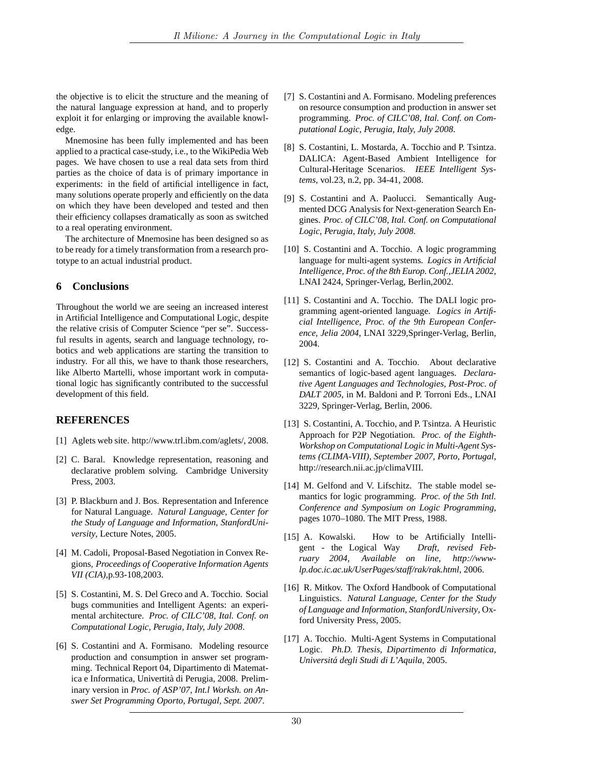the objective is to elicit the structure and the meaning of the natural language expression at hand, and to properly exploit it for enlarging or improving the available knowledge.

Mnemosine has been fully implemented and has been applied to a practical case-study, i.e., to the WikiPedia Web pages. We have chosen to use a real data sets from third parties as the choice of data is of primary importance in experiments: in the field of artificial intelligence in fact, many solutions operate properly and efficiently on the data on which they have been developed and tested and then their efficiency collapses dramatically as soon as switched to a real operating environment.

The architecture of Mnemosine has been designed so as to be ready for a timely transformation from a research prototype to an actual industrial product.

## 6 Conclusions

Throughout the world we are seeing an increased interest in Artificial Intelligence and Computational Logic, despite the relative crisis of Computer Science "per se". Successful results in agents, search and language technology, robotics and web applications are starting the transition to industry. For all this, we have to thank those researchers, like Alberto Martelli, whose important work in computational logic has significantly contributed to the successful development of this field.

## REFERENCES

[1] Aglets web site. http://www.trl.ibm.com/aglets/, 2008.

[2] C. Baral. Knowledge representation, reasoning and declarative problem solving. Cambridge University Press, 2003.

[3] P. Blackburn and J. Bos. Representation and Inference for Natural Language. *Natural Language, Center for the Study of Language and Information, StanfordUniversity*, Lecture Notes, 2005.

[4] M. Cadoli, Proposal-Based Negotiation in Convex Regions, *Proceedings of Cooperative Information Agents VII (CIA)*,p.93-108,2003.

[5] S. Costantini, M. S. Del Greco and A. Tocchio. Social bugs communities and Intelligent Agents: an experimental architecture. *Proc. of CILC'08, Ital. Conf. on Computational Logic, Perugia, Italy, July 2008*.

[6] S. Costantini and A. Formisano. Modeling resource production and consumption in answer set programming. Technical Report 04, Dipartimento di Matematica e Informatica, Univertità di Perugia, 2008. Preliminary version in *Proc. of ASP'07, Int.l Worksh. on Answer Set Programming Oporto, Portugal, Sept. 2007*.

[7] S. Costantini and A. Formisano. Modeling preferences on resource consumption and production in answer set programming. *Proc. of CILC'08, Ital. Conf. on Computational Logic, Perugia, Italy, July 2008*.

[8] S. Costantini, L. Mostarda, A. Tocchio and P. Tsintza. DALICA: Agent-Based Ambient Intelligence for Cultural-Heritage Scenarios. *IEEE Intelligent Systems*, vol.23, n.2, pp. 34-41, 2008.

[9] S. Costantini and A. Paolucci. Semantically Augmented DCG Analysis for Next-generation Search Engines. *Proc. of CILC'08, Ital. Conf. on Computational Logic, Perugia, Italy, July 2008*.

[10] S. Costantini and A. Tocchio. A logic programming language for multi-agent systems. *Logics in Artificial Intelligence, Proc. of the 8th Europ. Conf.,JELIA 2002*, LNAI 2424, Springer-Verlag, Berlin,2002.

[11] S. Costantini and A. Tocchio. The DALI logic programming agent-oriented language. *Logics in Artificial Intelligence, Proc. of the 9th European Conference, Jelia 2004*, LNAI 3229,Springer-Verlag, Berlin, 2004.

[12] S. Costantini and A. Tocchio. About declarative semantics of logic-based agent languages. *Declarative Agent Languages and Technologies, Post-Proc. of DALT 2005*, in M. Baldoni and P. Torroni Eds., LNAI 3229, Springer-Verlag, Berlin, 2006.

[13] S. Costantini, A. Tocchio, and P. Tsintza. A Heuristic Approach for P2P Negotiation. *Proc. of the Eighth-Workshop on Computational Logic in Multi-Agent Systems (CLIMA-VIII), September 2007, Porto, Portugal*, http://research.nii.ac.jp/climaVIII.

[14] M. Gelfond and V. Lifschitz. The stable model semantics for logic programming. *Proc. of the 5th Intl. Conference and Symposium on Logic Programming*, pages 1070–1080. The MIT Press, 1988.

[15] A. Kowalski. How to be Artificially Intelligent - the Logical Way *Draft, revised February 2004, Available on line, http://www-lp.doc.ic.ac.uk/UserPages/staff/rak/rak.html*, 2006.

[16] R. Mitkov. The Oxford Handbook of Computational Linguistics. *Natural Language, Center for the Study of Language and Information, StanfordUniversity*, Oxford University Press, 2005.

[17] A. Tocchio. Multi-Agent Systems in Computational Logic. *Ph.D. Thesis, Dipartimento di Informatica, Universitá degli Studi di L'Aquila*, 2005.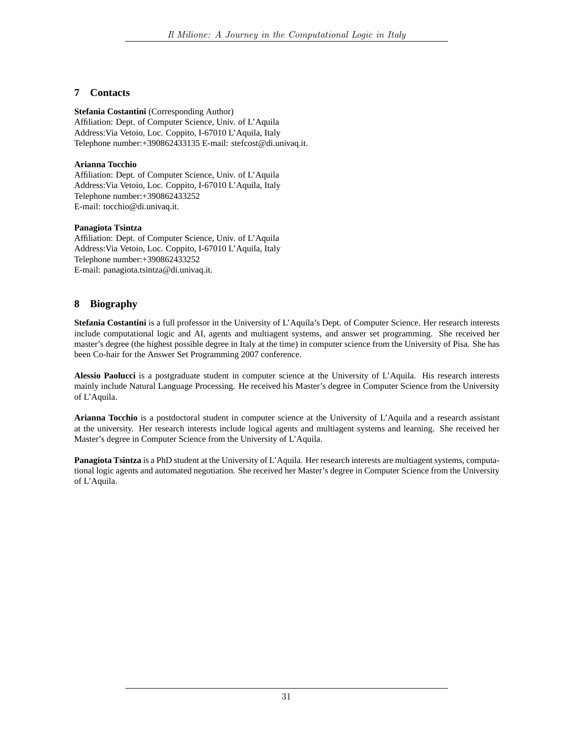## 7 Contacts

**Stefania Costantini** (Corresponding Author)
Affiliation: Dept. of Computer Science, Univ. of L'Aquila
Address:Via Vetoio, Loc. Coppito, I-67010 L'Aquila, Italy
Telephone number:+390862433135 E-mail: stefcost@di.univaq.it.

**Arianna Tocchio**
Affiliation: Dept. of Computer Science, Univ. of L'Aquila
Address:Via Vetoio, Loc. Coppito, I-67010 L'Aquila, Italy
Telephone number:+390862433252
E-mail: tocchio@di.univaq.it.

**Panagiota Tsintza**
Affiliation: Dept. of Computer Science, Univ. of L'Aquila
Address:Via Vetoio, Loc. Coppito, I-67010 L'Aquila, Italy
Telephone number:+390862433252
E-mail: panagiota.tsintza@di.univaq.it.

## 8 Biography

**Stefania Costantini** is a full professor in the University of L'Aquila's Dept. of Computer Science. Her research interests include computational logic and AI, agents and multiagent systems, and answer set programming. She received her master's degree (the highest possible degree in Italy at the time) in computer science from the University of Pisa. She has been Co-hair for the Answer Set Programming 2007 conference.

**Alessio Paolucci** is a postgraduate student in computer science at the University of L'Aquila. His research interests mainly include Natural Language Processing. He received his Master's degree in Computer Science from the University of L'Aquila.

**Arianna Tocchio** is a postdoctoral student in computer science at the University of L'Aquila and a research assistant at the university. Her research interests include logical agents and multiagent systems and learning. She received her Master's degree in Computer Science from the University of L'Aquila.

**Panagiota Tsintza** is a PhD student at the University of L'Aquila. Her research interests are multiagent systems, computational logic agents and automated negotiation. She received her Master's degree in Computer Science from the University of L'Aquila.